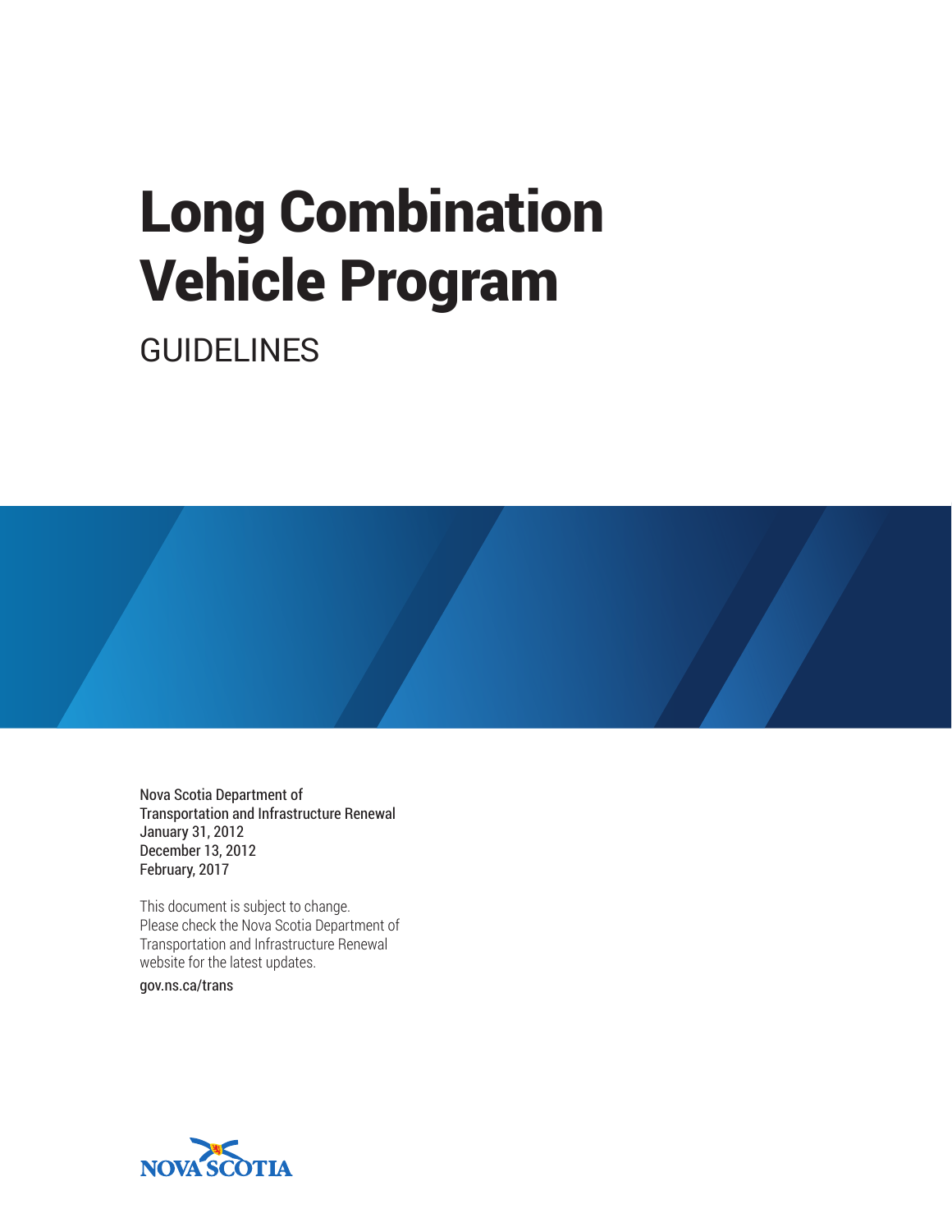# Long Combination Vehicle Program

## GUIDELINES

Nova Scotia Department of
Transportation and Infrastructure Renewal
January 31, 2012
December 13, 2012
February, 2017

This document is subject to change.
Please check the Nova Scotia Department of
Transportation and Infrastructure Renewal
website for the latest updates.

gov.ns.ca/trans

NOVA SCOTIA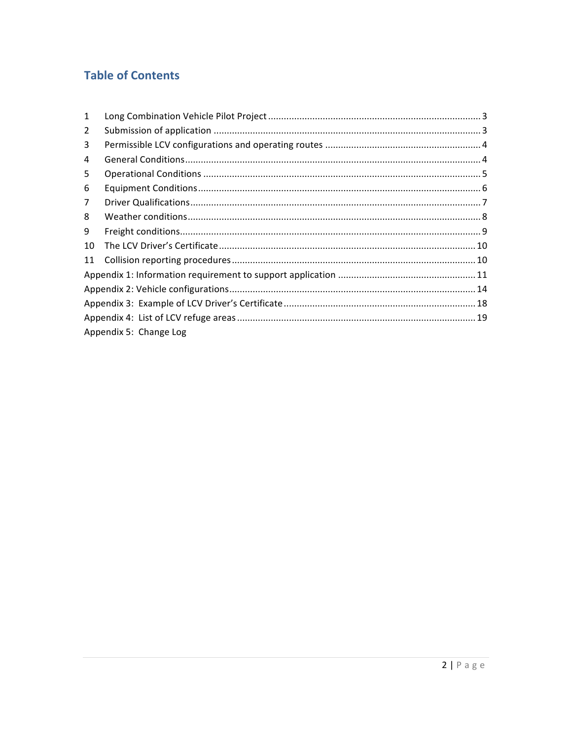## Table of Contents

| | | |
|---|---|---|
| 1 | Long Combination Vehicle Pilot Project | 3 |
| 2 | Submission of application | 3 |
| 3 | Permissible LCV configurations and operating routes | 4 |
| 4 | General Conditions | 4 |
| 5 | Operational Conditions | 5 |
| 6 | Equipment Conditions | 6 |
| 7 | Driver Qualifications | 7 |
| 8 | Weather conditions | 8 |
| 9 | Freight conditions | 9 |
| 10 | The LCV Driver's Certificate | 10 |
| 11 | Collision reporting procedures | 10 |
| | Appendix 1: Information requirement to support application | 11 |
| | Appendix 2: Vehicle configurations | 14 |
| | Appendix 3: Example of LCV Driver's Certificate | 18 |
| | Appendix 4: List of LCV refuge areas | 19 |
| | Appendix 5: Change Log | |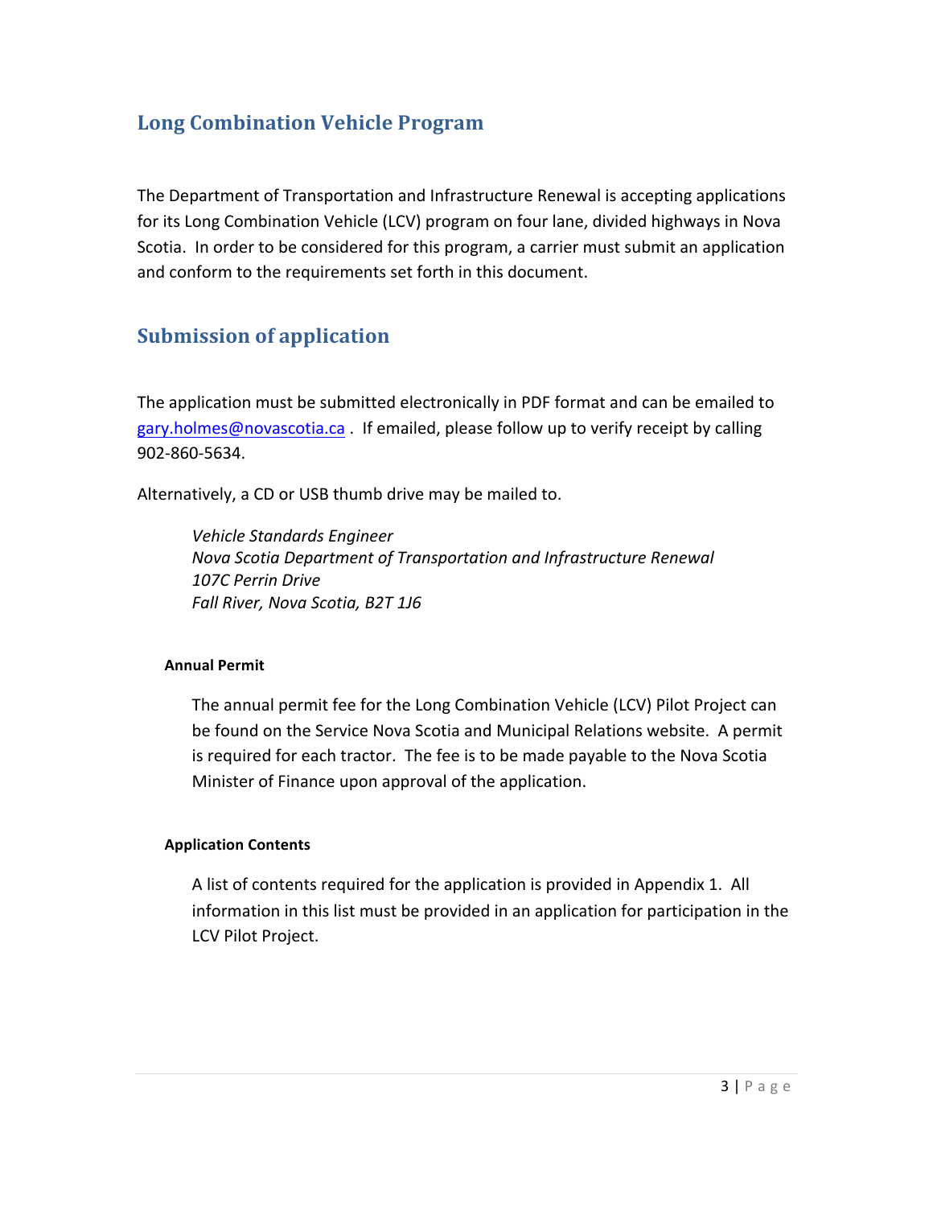## Long Combination Vehicle Program

The Department of Transportation and Infrastructure Renewal is accepting applications for its Long Combination Vehicle (LCV) program on four lane, divided highways in Nova Scotia. In order to be considered for this program, a carrier must submit an application and conform to the requirements set forth in this document.

## Submission of application

The application must be submitted electronically in PDF format and can be emailed to gary.holmes@novascotia.ca . If emailed, please follow up to verify receipt by calling 902-860-5634.

Alternatively, a CD or USB thumb drive may be mailed to.

> *Vehicle Standards Engineer*
> *Nova Scotia Department of Transportation and Infrastructure Renewal*
> *107C Perrin Drive*
> *Fall River, Nova Scotia, B2T 1J6*

#### Annual Permit

The annual permit fee for the Long Combination Vehicle (LCV) Pilot Project can be found on the Service Nova Scotia and Municipal Relations website. A permit is required for each tractor. The fee is to be made payable to the Nova Scotia Minister of Finance upon approval of the application.

#### Application Contents

A list of contents required for the application is provided in Appendix 1. All information in this list must be provided in an application for participation in the LCV Pilot Project.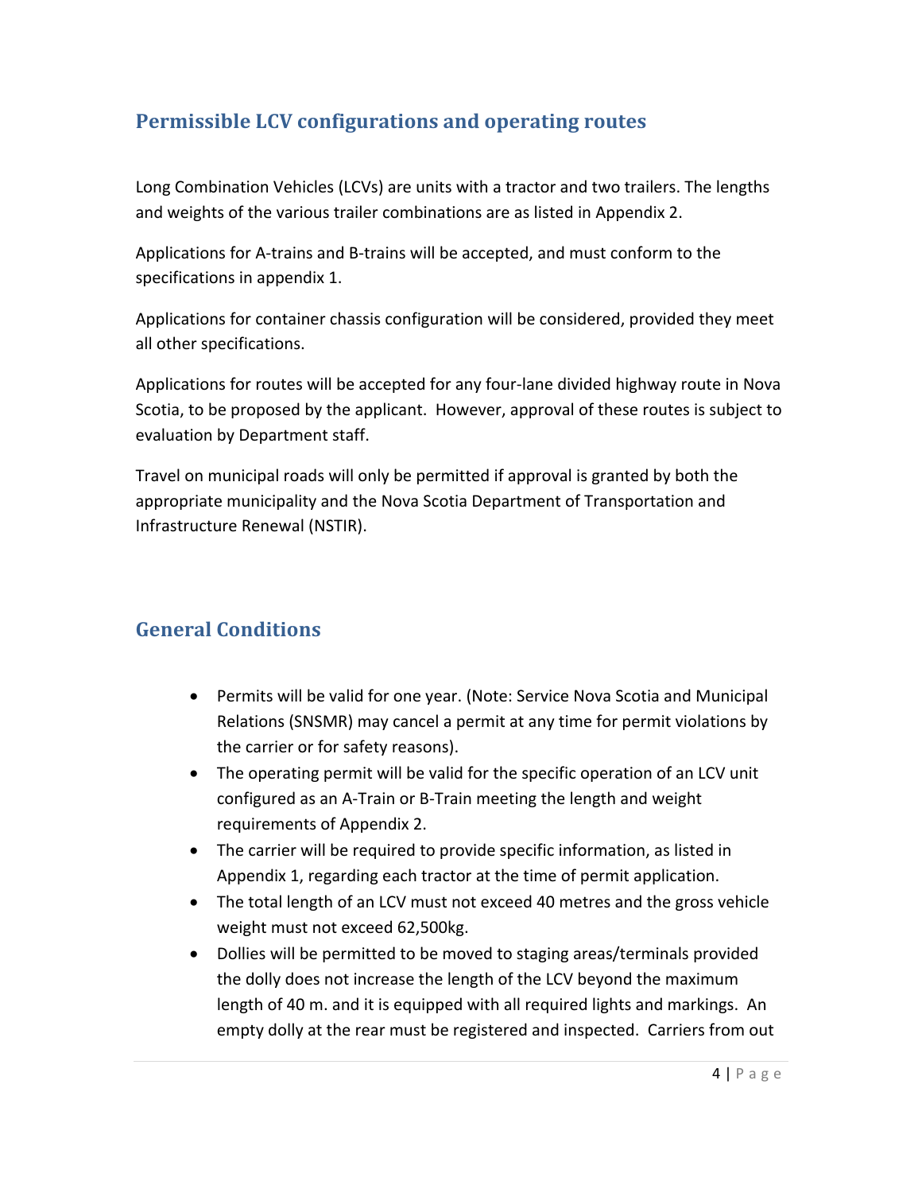## Permissible LCV configurations and operating routes

Long Combination Vehicles (LCVs) are units with a tractor and two trailers. The lengths and weights of the various trailer combinations are as listed in Appendix 2.

Applications for A-trains and B-trains will be accepted, and must conform to the specifications in appendix 1.

Applications for container chassis configuration will be considered, provided they meet all other specifications.

Applications for routes will be accepted for any four-lane divided highway route in Nova Scotia, to be proposed by the applicant. However, approval of these routes is subject to evaluation by Department staff.

Travel on municipal roads will only be permitted if approval is granted by both the appropriate municipality and the Nova Scotia Department of Transportation and Infrastructure Renewal (NSTIR).

## General Conditions

- Permits will be valid for one year. (Note: Service Nova Scotia and Municipal Relations (SNSMR) may cancel a permit at any time for permit violations by the carrier or for safety reasons).
- The operating permit will be valid for the specific operation of an LCV unit configured as an A-Train or B-Train meeting the length and weight requirements of Appendix 2.
- The carrier will be required to provide specific information, as listed in Appendix 1, regarding each tractor at the time of permit application.
- The total length of an LCV must not exceed 40 metres and the gross vehicle weight must not exceed 62,500kg.
- Dollies will be permitted to be moved to staging areas/terminals provided the dolly does not increase the length of the LCV beyond the maximum length of 40 m. and it is equipped with all required lights and markings. An empty dolly at the rear must be registered and inspected. Carriers from out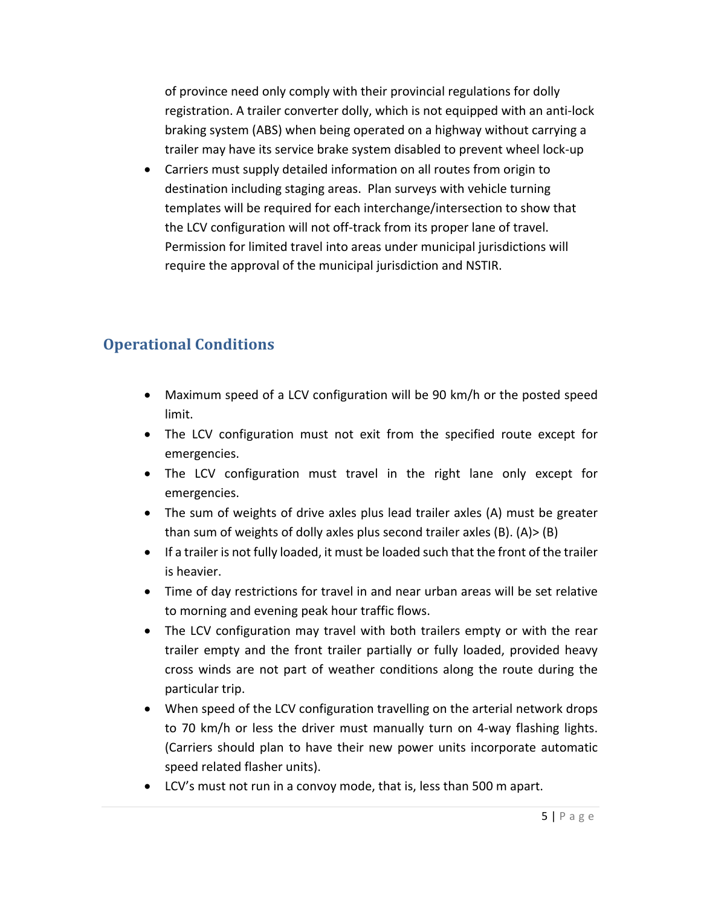of province need only comply with their provincial regulations for dolly registration. A trailer converter dolly, which is not equipped with an anti-lock braking system (ABS) when being operated on a highway without carrying a trailer may have its service brake system disabled to prevent wheel lock-up

- Carriers must supply detailed information on all routes from origin to destination including staging areas. Plan surveys with vehicle turning templates will be required for each interchange/intersection to show that the LCV configuration will not off-track from its proper lane of travel. Permission for limited travel into areas under municipal jurisdictions will require the approval of the municipal jurisdiction and NSTIR.

## Operational Conditions

- Maximum speed of a LCV configuration will be 90 km/h or the posted speed limit.
- The LCV configuration must not exit from the specified route except for emergencies.
- The LCV configuration must travel in the right lane only except for emergencies.
- The sum of weights of drive axles plus lead trailer axles (A) must be greater than sum of weights of dolly axles plus second trailer axles (B). (A)> (B)
- If a trailer is not fully loaded, it must be loaded such that the front of the trailer is heavier.
- Time of day restrictions for travel in and near urban areas will be set relative to morning and evening peak hour traffic flows.
- The LCV configuration may travel with both trailers empty or with the rear trailer empty and the front trailer partially or fully loaded, provided heavy cross winds are not part of weather conditions along the route during the particular trip.
- When speed of the LCV configuration travelling on the arterial network drops to 70 km/h or less the driver must manually turn on 4-way flashing lights. (Carriers should plan to have their new power units incorporate automatic speed related flasher units).
- LCV's must not run in a convoy mode, that is, less than 500 m apart.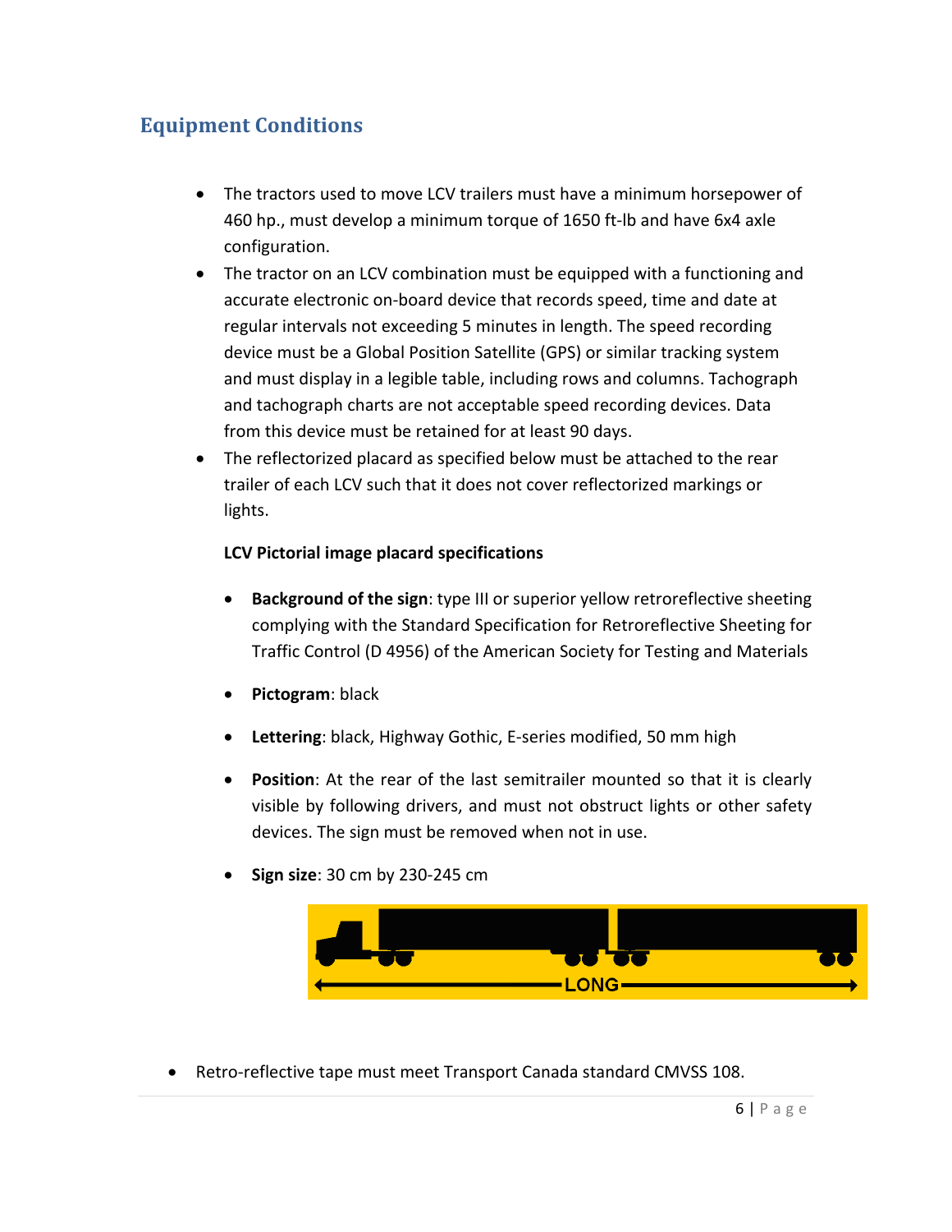## Equipment Conditions

- The tractors used to move LCV trailers must have a minimum horsepower of 460 hp., must develop a minimum torque of 1650 ft-lb and have 6x4 axle configuration.
- The tractor on an LCV combination must be equipped with a functioning and accurate electronic on-board device that records speed, time and date at regular intervals not exceeding 5 minutes in length. The speed recording device must be a Global Position Satellite (GPS) or similar tracking system and must display in a legible table, including rows and columns. Tachograph and tachograph charts are not acceptable speed recording devices. Data from this device must be retained for at least 90 days.
- The reflectorized placard as specified below must be attached to the rear trailer of each LCV such that it does not cover reflectorized markings or lights.

  **LCV Pictorial image placard specifications**

  - **Background of the sign**: type III or superior yellow retroreflective sheeting complying with the Standard Specification for Retroreflective Sheeting for Traffic Control (D 4956) of the American Society for Testing and Materials
  - **Pictogram**: black
  - **Lettering**: black, Highway Gothic, E-series modified, 50 mm high
  - **Position**: At the rear of the last semitrailer mounted so that it is clearly visible by following drivers, and must not obstruct lights or other safety devices. The sign must be removed when not in use.
  - **Sign size**: 30 cm by 230-245 cm

- Retro-reflective tape must meet Transport Canada standard CMVSS 108.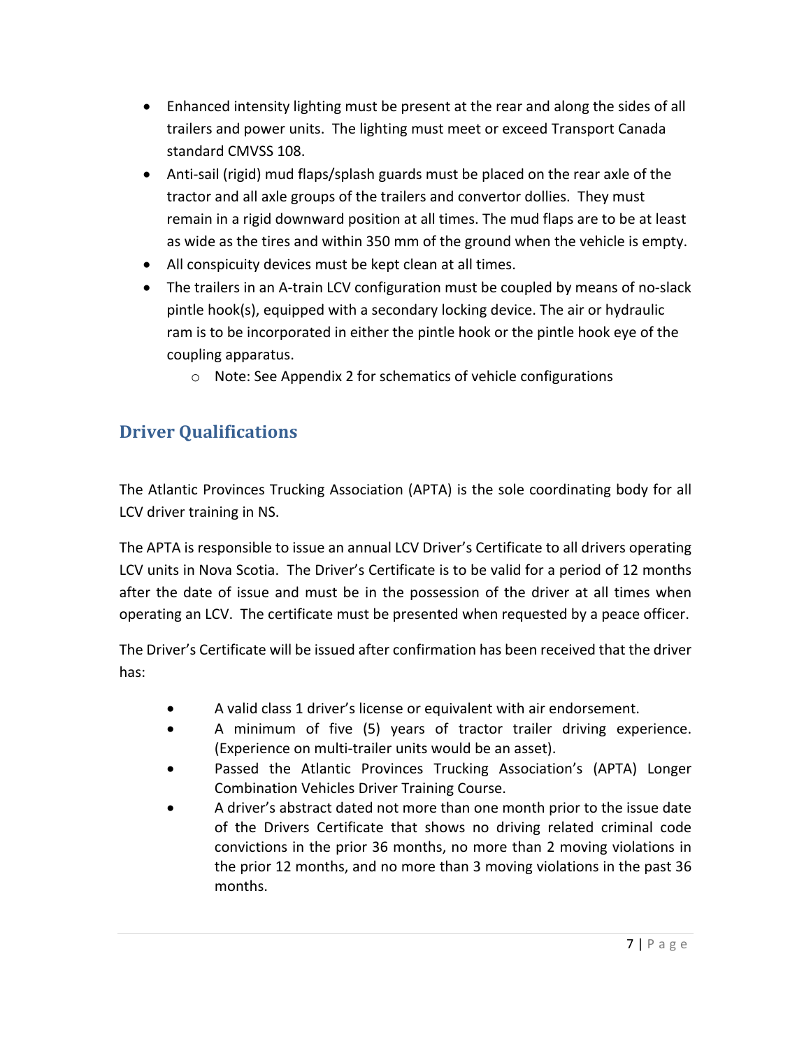- Enhanced intensity lighting must be present at the rear and along the sides of all trailers and power units. The lighting must meet or exceed Transport Canada standard CMVSS 108.
- Anti-sail (rigid) mud flaps/splash guards must be placed on the rear axle of the tractor and all axle groups of the trailers and convertor dollies. They must remain in a rigid downward position at all times. The mud flaps are to be at least as wide as the tires and within 350 mm of the ground when the vehicle is empty.
- All conspicuity devices must be kept clean at all times.
- The trailers in an A-train LCV configuration must be coupled by means of no-slack pintle hook(s), equipped with a secondary locking device. The air or hydraulic ram is to be incorporated in either the pintle hook or the pintle hook eye of the coupling apparatus.
    - Note: See Appendix 2 for schematics of vehicle configurations

## Driver Qualifications

The Atlantic Provinces Trucking Association (APTA) is the sole coordinating body for all LCV driver training in NS.

The APTA is responsible to issue an annual LCV Driver's Certificate to all drivers operating LCV units in Nova Scotia. The Driver's Certificate is to be valid for a period of 12 months after the date of issue and must be in the possession of the driver at all times when operating an LCV. The certificate must be presented when requested by a peace officer.

The Driver's Certificate will be issued after confirmation has been received that the driver has:

- A valid class 1 driver's license or equivalent with air endorsement.
- A minimum of five (5) years of tractor trailer driving experience. (Experience on multi-trailer units would be an asset).
- Passed the Atlantic Provinces Trucking Association's (APTA) Longer Combination Vehicles Driver Training Course.
- A driver's abstract dated not more than one month prior to the issue date of the Drivers Certificate that shows no driving related criminal code convictions in the prior 36 months, no more than 2 moving violations in the prior 12 months, and no more than 3 moving violations in the past 36 months.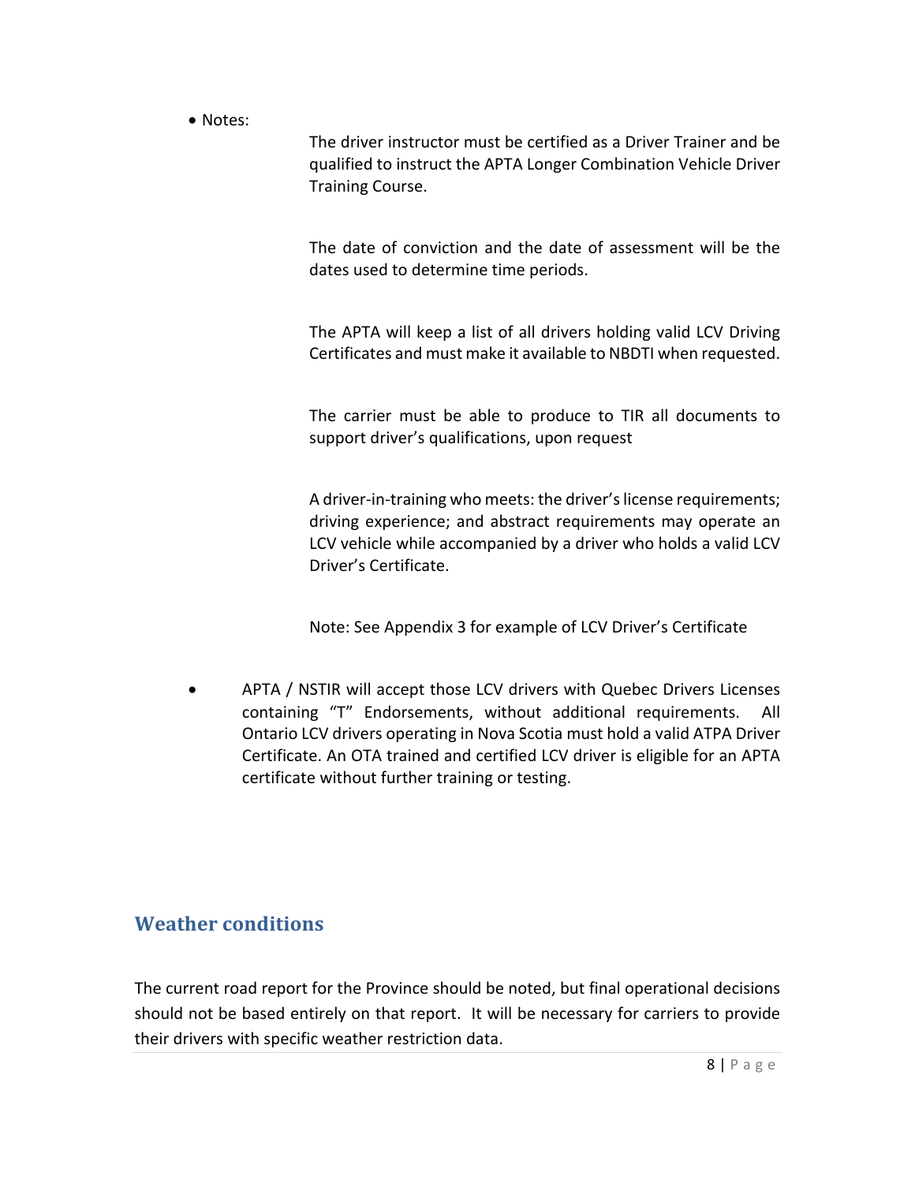- Notes:

  The driver instructor must be certified as a Driver Trainer and be qualified to instruct the APTA Longer Combination Vehicle Driver Training Course.

  The date of conviction and the date of assessment will be the dates used to determine time periods.

  The APTA will keep a list of all drivers holding valid LCV Driving Certificates and must make it available to NBDTI when requested.

  The carrier must be able to produce to TIR all documents to support driver's qualifications, upon request

  A driver-in-training who meets: the driver's license requirements; driving experience; and abstract requirements may operate an LCV vehicle while accompanied by a driver who holds a valid LCV Driver's Certificate.

  Note: See Appendix 3 for example of LCV Driver's Certificate

- APTA / NSTIR will accept those LCV drivers with Quebec Drivers Licenses containing "T" Endorsements, without additional requirements. All Ontario LCV drivers operating in Nova Scotia must hold a valid ATPA Driver Certificate. An OTA trained and certified LCV driver is eligible for an APTA certificate without further training or testing.

## Weather conditions

The current road report for the Province should be noted, but final operational decisions should not be based entirely on that report. It will be necessary for carriers to provide their drivers with specific weather restriction data.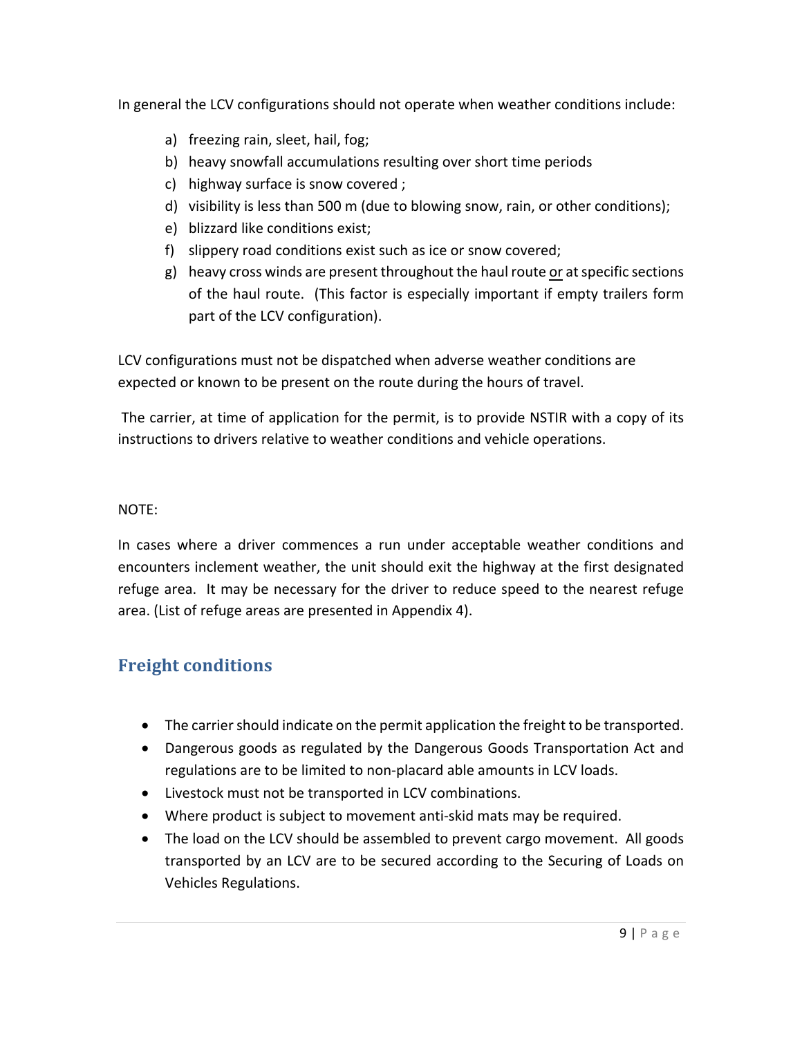In general the LCV configurations should not operate when weather conditions include:

a) freezing rain, sleet, hail, fog;
b) heavy snowfall accumulations resulting over short time periods
c) highway surface is snow covered ;
d) visibility is less than 500 m (due to blowing snow, rain, or other conditions);
e) blizzard like conditions exist;
f) slippery road conditions exist such as ice or snow covered;
g) heavy cross winds are present throughout the haul route <u>or</u> at specific sections of the haul route. (This factor is especially important if empty trailers form part of the LCV configuration).

LCV configurations must not be dispatched when adverse weather conditions are expected or known to be present on the route during the hours of travel.

The carrier, at time of application for the permit, is to provide NSTIR with a copy of its instructions to drivers relative to weather conditions and vehicle operations.

NOTE:

In cases where a driver commences a run under acceptable weather conditions and encounters inclement weather, the unit should exit the highway at the first designated refuge area. It may be necessary for the driver to reduce speed to the nearest refuge area. (List of refuge areas are presented in Appendix 4).

## Freight conditions

- The carrier should indicate on the permit application the freight to be transported.
- Dangerous goods as regulated by the Dangerous Goods Transportation Act and regulations are to be limited to non-placard able amounts in LCV loads.
- Livestock must not be transported in LCV combinations.
- Where product is subject to movement anti-skid mats may be required.
- The load on the LCV should be assembled to prevent cargo movement. All goods transported by an LCV are to be secured according to the Securing of Loads on Vehicles Regulations.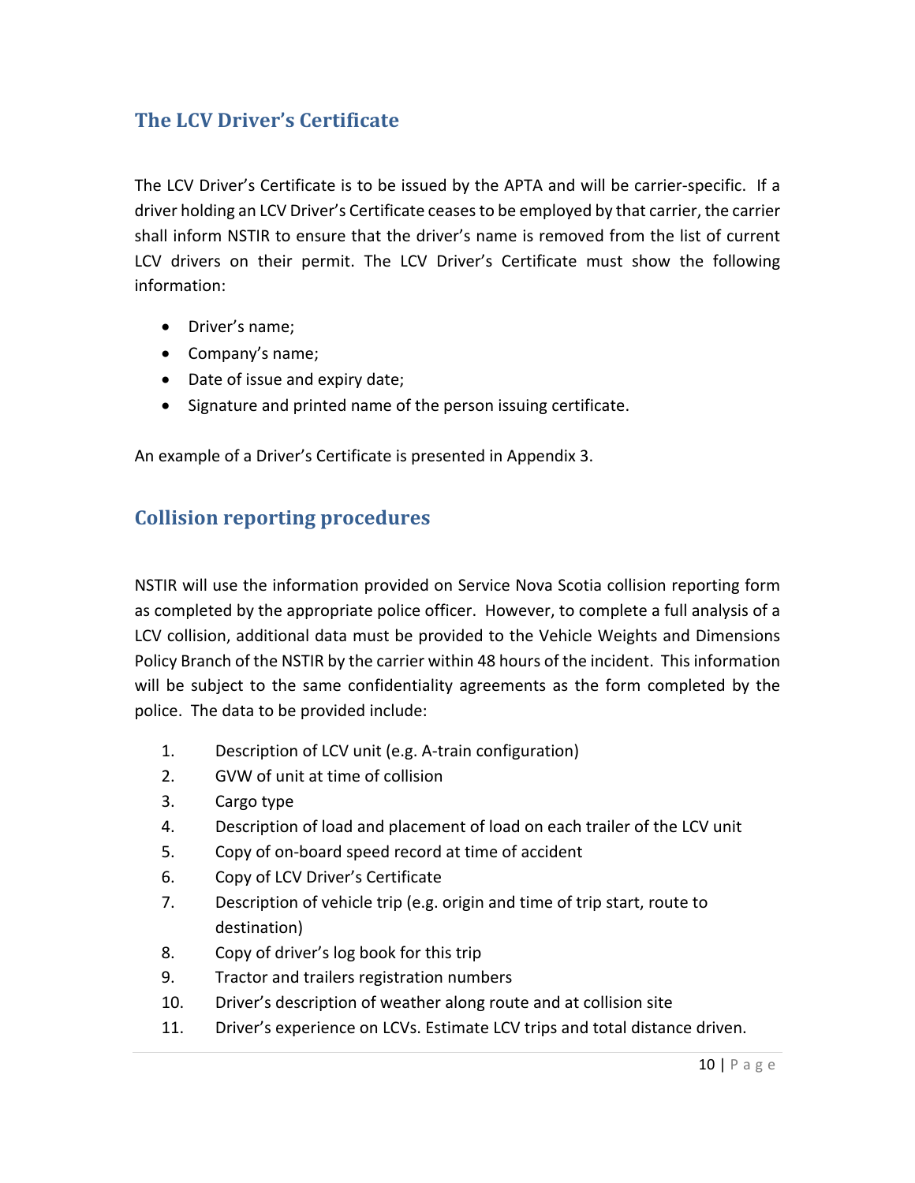## The LCV Driver's Certificate

The LCV Driver's Certificate is to be issued by the APTA and will be carrier-specific. If a driver holding an LCV Driver's Certificate ceases to be employed by that carrier, the carrier shall inform NSTIR to ensure that the driver's name is removed from the list of current LCV drivers on their permit. The LCV Driver's Certificate must show the following information:

- Driver's name;
- Company's name;
- Date of issue and expiry date;
- Signature and printed name of the person issuing certificate.

An example of a Driver's Certificate is presented in Appendix 3.

## Collision reporting procedures

NSTIR will use the information provided on Service Nova Scotia collision reporting form as completed by the appropriate police officer. However, to complete a full analysis of a LCV collision, additional data must be provided to the Vehicle Weights and Dimensions Policy Branch of the NSTIR by the carrier within 48 hours of the incident. This information will be subject to the same confidentiality agreements as the form completed by the police. The data to be provided include:

1. Description of LCV unit (e.g. A-train configuration)
2. GVW of unit at time of collision
3. Cargo type
4. Description of load and placement of load on each trailer of the LCV unit
5. Copy of on-board speed record at time of accident
6. Copy of LCV Driver's Certificate
7. Description of vehicle trip (e.g. origin and time of trip start, route to destination)
8. Copy of driver's log book for this trip
9. Tractor and trailers registration numbers
10. Driver's description of weather along route and at collision site
11. Driver's experience on LCVs. Estimate LCV trips and total distance driven.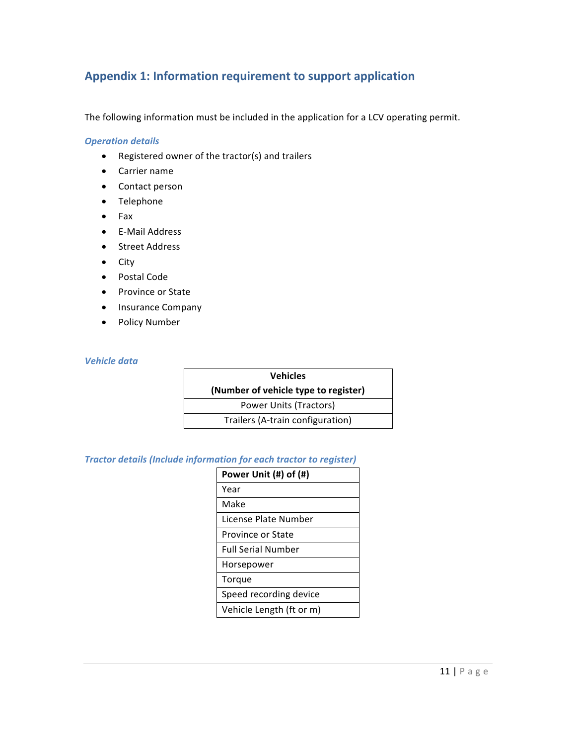## Appendix 1: Information requirement to support application

The following information must be included in the application for a LCV operating permit.

### *Operation details*

- Registered owner of the tractor(s) and trailers
- Carrier name
- Contact person
- Telephone
- Fax
- E-Mail Address
- Street Address
- City
- Postal Code
- Province or State
- Insurance Company
- Policy Number

### *Vehicle data*

| **Vehicles (Number of vehicle type to register)** |
|---|
| Power Units (Tractors) |
| Trailers (A-train configuration) |

### *Tractor details (Include information for each tractor to register)*

| **Power Unit (#) of (#)** |
|---|
| Year |
| Make |
| License Plate Number |
| Province or State |
| Full Serial Number |
| Horsepower |
| Torque |
| Speed recording device |
| Vehicle Length (ft or m) |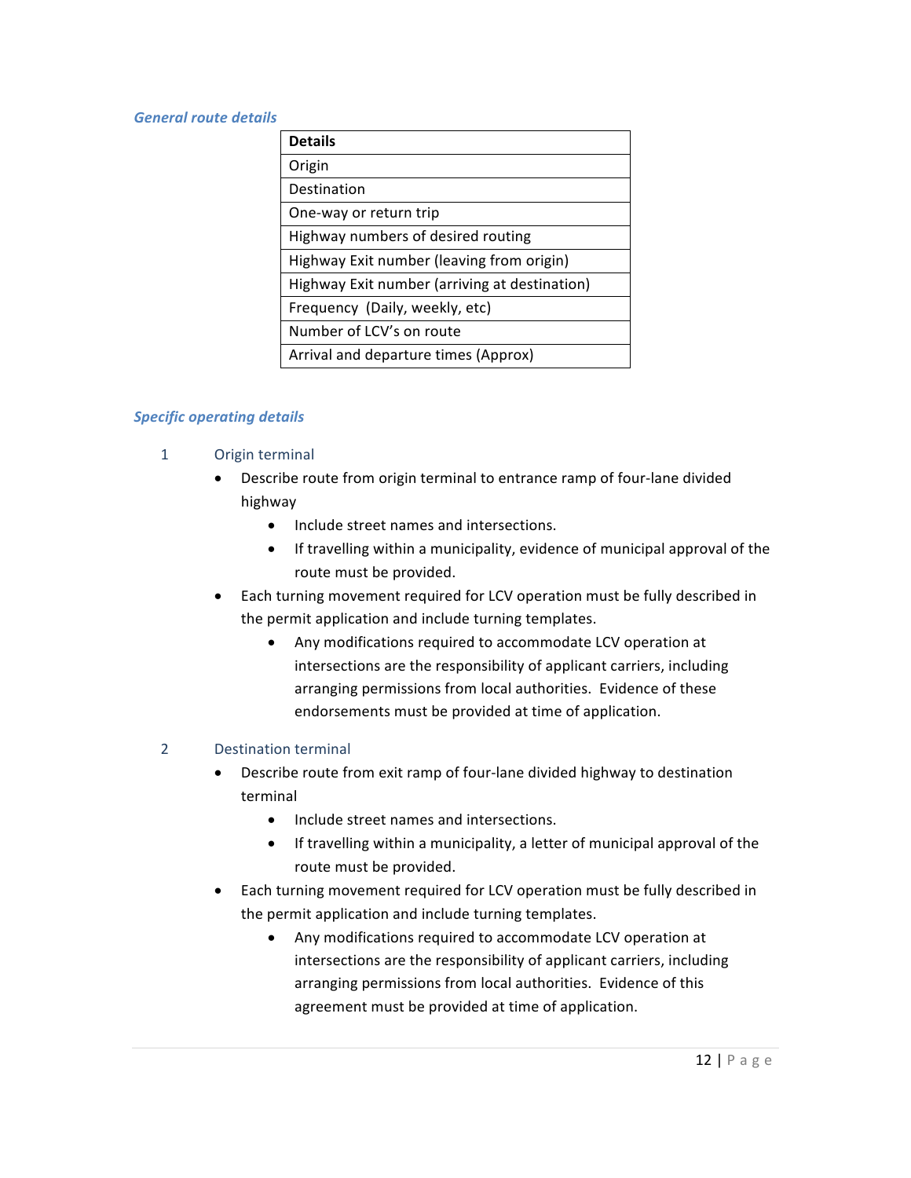### *General route details*

| Details |
|---|
| Origin |
| Destination |
| One-way or return trip |
| Highway numbers of desired routing |
| Highway Exit number (leaving from origin) |
| Highway Exit number (arriving at destination) |
| Frequency (Daily, weekly, etc) |
| Number of LCV's on route |
| Arrival and departure times (Approx) |

### *Specific operating details*

1. Origin terminal
   - Describe route from origin terminal to entrance ramp of four-lane divided highway
     - Include street names and intersections.
     - If travelling within a municipality, evidence of municipal approval of the route must be provided.
   - Each turning movement required for LCV operation must be fully described in the permit application and include turning templates.
     - Any modifications required to accommodate LCV operation at intersections are the responsibility of applicant carriers, including arranging permissions from local authorities. Evidence of these endorsements must be provided at time of application.

2. Destination terminal
   - Describe route from exit ramp of four-lane divided highway to destination terminal
     - Include street names and intersections.
     - If travelling within a municipality, a letter of municipal approval of the route must be provided.
   - Each turning movement required for LCV operation must be fully described in the permit application and include turning templates.
     - Any modifications required to accommodate LCV operation at intersections are the responsibility of applicant carriers, including arranging permissions from local authorities. Evidence of this agreement must be provided at time of application.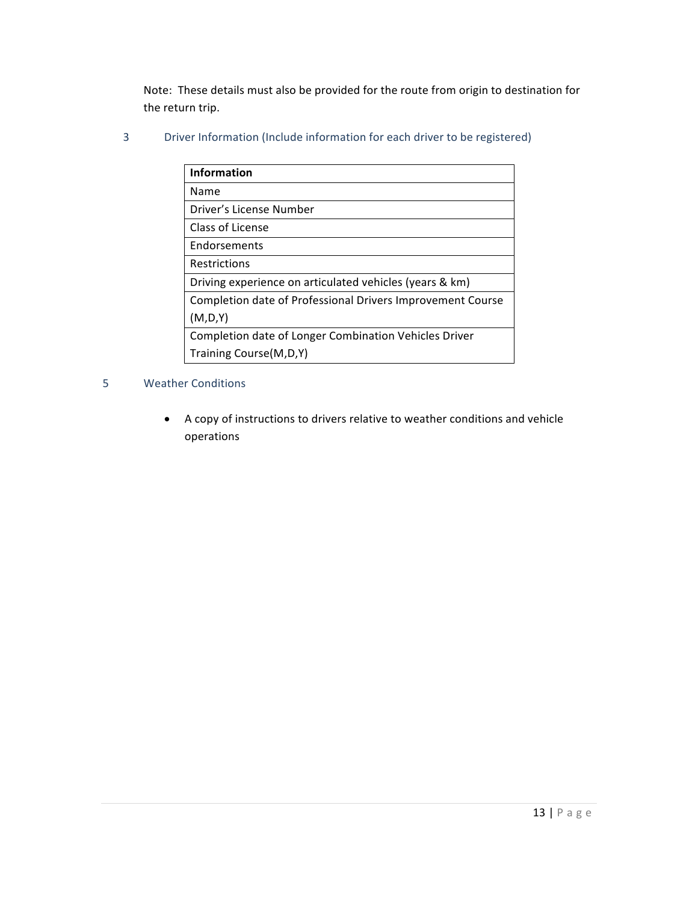Note: These details must also be provided for the route from origin to destination for the return trip.

### 3 Driver Information (Include information for each driver to be registered)

| **Information** |
|---|
| Name |
| Driver's License Number |
| Class of License |
| Endorsements |
| Restrictions |
| Driving experience on articulated vehicles (years & km) |
| Completion date of Professional Drivers Improvement Course (M,D,Y) |
| Completion date of Longer Combination Vehicles Driver Training Course(M,D,Y) |

### 5 Weather Conditions

- A copy of instructions to drivers relative to weather conditions and vehicle operations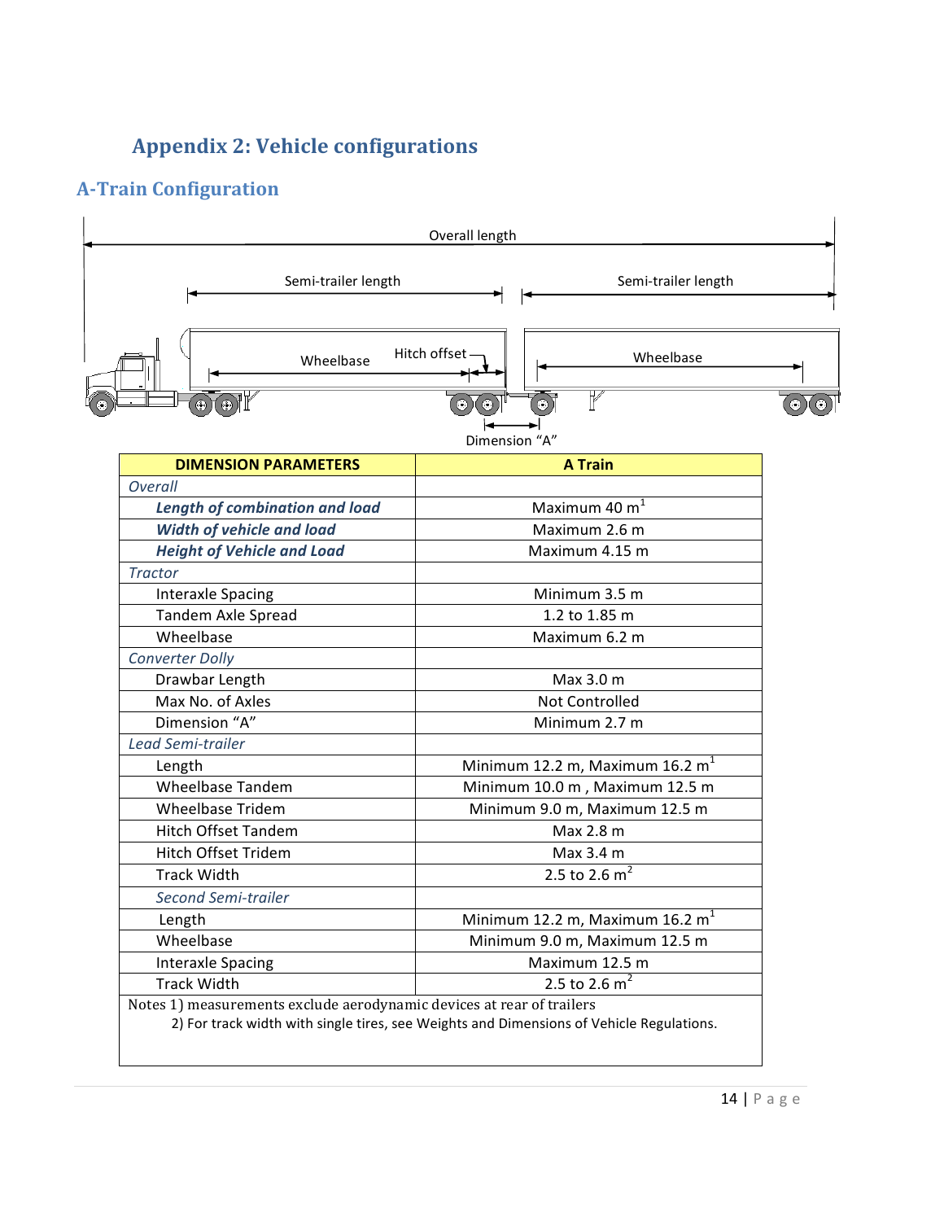# Appendix 2: Vehicle configurations

## A-Train Configuration

Overall length

Semi-trailer length

Semi-trailer length

Wheelbase

Hitch offset

Wheelbase

Dimension "A"

| DIMENSION PARAMETERS | A Train |
|---|---|
| *Overall* | |
| ***Length of combination and load*** | Maximum 40 m[1] |
| ***Width of vehicle and load*** | Maximum 2.6 m |
| ***Height of Vehicle and Load*** | Maximum 4.15 m |
| *Tractor* | |
| Interaxle Spacing | Minimum 3.5 m |
| Tandem Axle Spread | 1.2 to 1.85 m |
| Wheelbase | Maximum 6.2 m |
| *Converter Dolly* | |
| Drawbar Length | Max 3.0 m |
| Max No. of Axles | Not Controlled |
| Dimension "A" | Minimum 2.7 m |
| *Lead Semi-trailer* | |
| Length | Minimum 12.2 m, Maximum 16.2 m[1] |
| Wheelbase Tandem | Minimum 10.0 m , Maximum 12.5 m |
| Wheelbase Tridem | Minimum 9.0 m, Maximum 12.5 m |
| Hitch Offset Tandem | Max 2.8 m |
| Hitch Offset Tridem | Max 3.4 m |
| Track Width | 2.5 to 2.6 m[2] |
| *Second Semi-trailer* | |
| Length | Minimum 12.2 m, Maximum 16.2 m[1] |
| Wheelbase | Minimum 9.0 m, Maximum 12.5 m |
| Interaxle Spacing | Maximum 12.5 m |
| Track Width | 2.5 to 2.6 m[2] |

Notes 1) measurements exclude aerodynamic devices at rear of trailers
2) For track width with single tires, see Weights and Dimensions of Vehicle Regulations.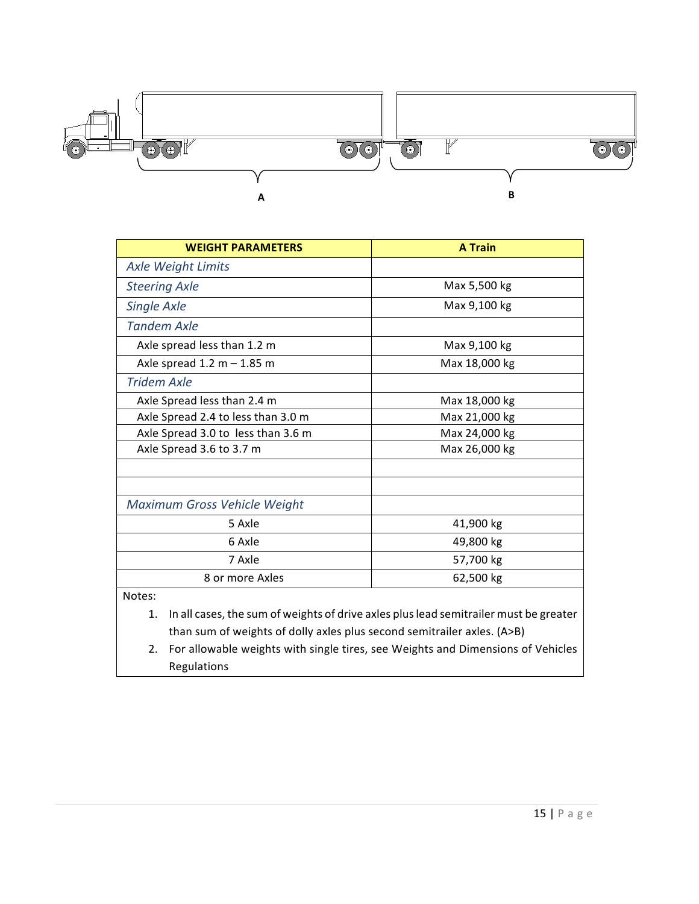A

B

| WEIGHT PARAMETERS | A Train |
| --- | --- |
| *Axle Weight Limits* | |
| *Steering Axle* | Max 5,500 kg |
| *Single Axle* | Max 9,100 kg |
| *Tandem Axle* | |
| Axle spread less than 1.2 m | Max 9,100 kg |
| Axle spread 1.2 m – 1.85 m | Max 18,000 kg |
| *Tridem Axle* | |
| Axle Spread less than 2.4 m | Max 18,000 kg |
| Axle Spread 2.4 to less than 3.0 m | Max 21,000 kg |
| Axle Spread 3.0 to less than 3.6 m | Max 24,000 kg |
| Axle Spread 3.6 to 3.7 m | Max 26,000 kg |
| | |
| | |
| *Maximum Gross Vehicle Weight* | |
| 5 Axle | 41,900 kg |
| 6 Axle | 49,800 kg |
| 7 Axle | 57,700 kg |
| 8 or more Axles | 62,500 kg |

Notes:

1. In all cases, the sum of weights of drive axles plus lead semitrailer must be greater than sum of weights of dolly axles plus second semitrailer axles. (A>B)
2. For allowable weights with single tires, see Weights and Dimensions of Vehicles Regulations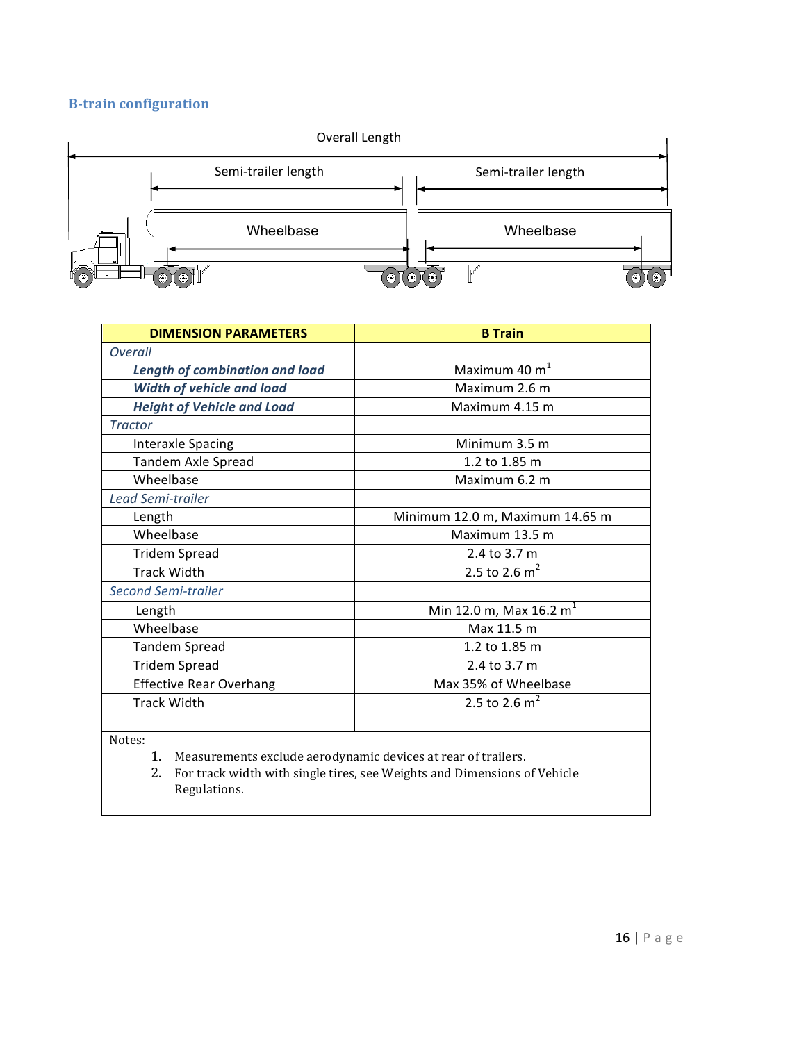### B-train configuration

| DIMENSION PARAMETERS | B Train |
|---|---|
| *Overall* | |
| ***Length of combination and load*** | Maximum 40 m[1] |
| ***Width of vehicle and load*** | Maximum 2.6 m |
| ***Height of Vehicle and Load*** | Maximum 4.15 m |
| *Tractor* | |
| Interaxle Spacing | Minimum 3.5 m |
| Tandem Axle Spread | 1.2 to 1.85 m |
| Wheelbase | Maximum 6.2 m |
| *Lead Semi-trailer* | |
| Length | Minimum 12.0 m, Maximum 14.65 m |
| Wheelbase | Maximum 13.5 m |
| Tridem Spread | 2.4 to 3.7 m |
| Track Width | 2.5 to 2.6 m[2] |
| *Second Semi-trailer* | |
| Length | Min 12.0 m, Max 16.2 m[1] |
| Wheelbase | Max 11.5 m |
| Tandem Spread | 1.2 to 1.85 m |
| Tridem Spread | 2.4 to 3.7 m |
| Effective Rear Overhang | Max 35% of Wheelbase |
| Track Width | 2.5 to 2.6 m[2] |
| | |

Notes:

1. Measurements exclude aerodynamic devices at rear of trailers.
2. For track width with single tires, see Weights and Dimensions of Vehicle Regulations.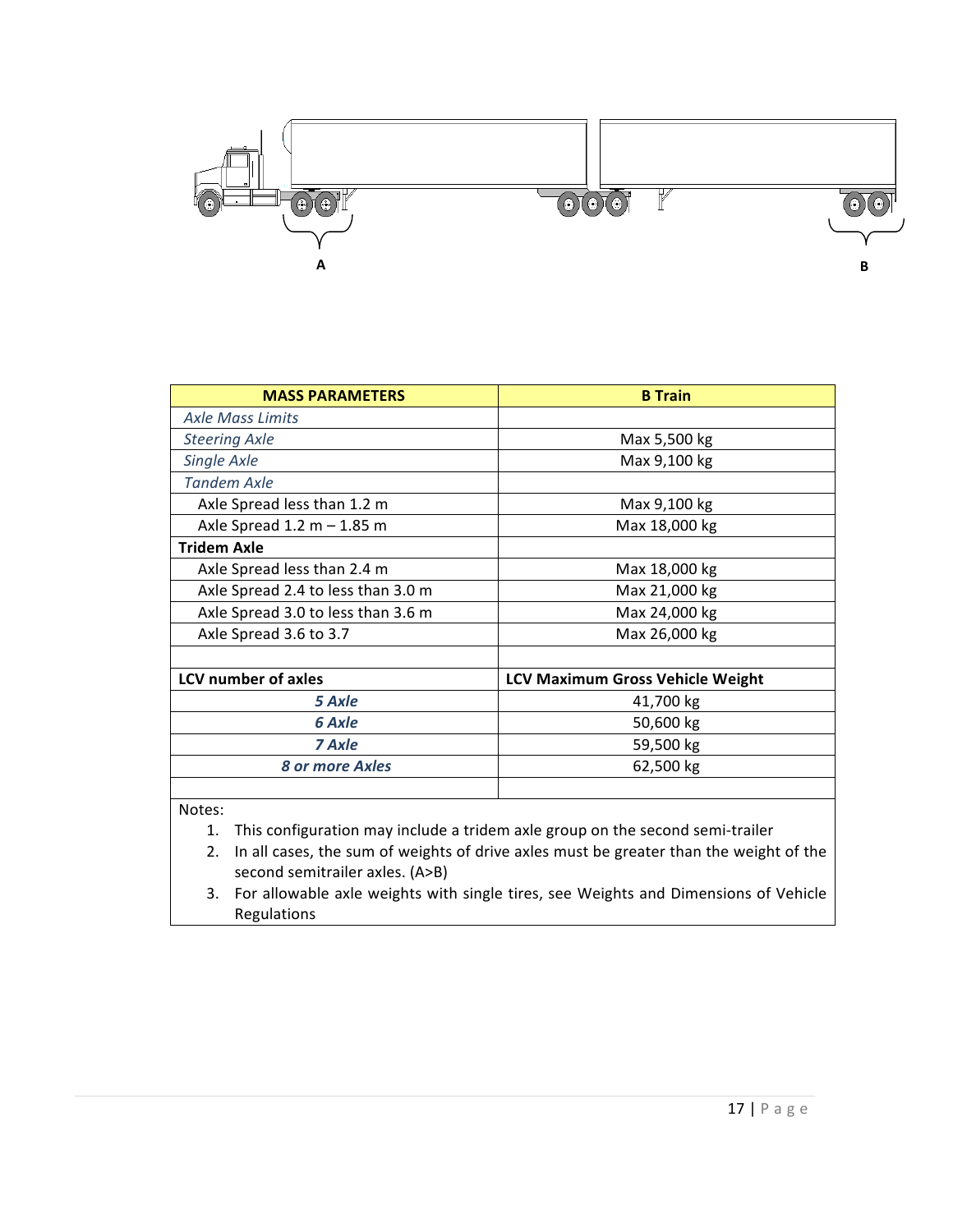A

B

| MASS PARAMETERS | B Train |
|---|---|
| *Axle Mass Limits* | |
| *Steering Axle* | Max 5,500 kg |
| *Single Axle* | Max 9,100 kg |
| *Tandem Axle* | |
| Axle Spread less than 1.2 m | Max 9,100 kg |
| Axle Spread 1.2 m – 1.85 m | Max 18,000 kg |
| **Tridem Axle** | |
| Axle Spread less than 2.4 m | Max 18,000 kg |
| Axle Spread 2.4 to less than 3.0 m | Max 21,000 kg |
| Axle Spread 3.0 to less than 3.6 m | Max 24,000 kg |
| Axle Spread 3.6 to 3.7 | Max 26,000 kg |
| | |
| **LCV number of axles** | **LCV Maximum Gross Vehicle Weight** |
| ***5 Axle*** | 41,700 kg |
| ***6 Axle*** | 50,600 kg |
| ***7 Axle*** | 59,500 kg |
| ***8 or more Axles*** | 62,500 kg |
| | |

Notes:

1. This configuration may include a tridem axle group on the second semi-trailer
2. In all cases, the sum of weights of drive axles must be greater than the weight of the second semitrailer axles. (A>B)
3. For allowable axle weights with single tires, see Weights and Dimensions of Vehicle Regulations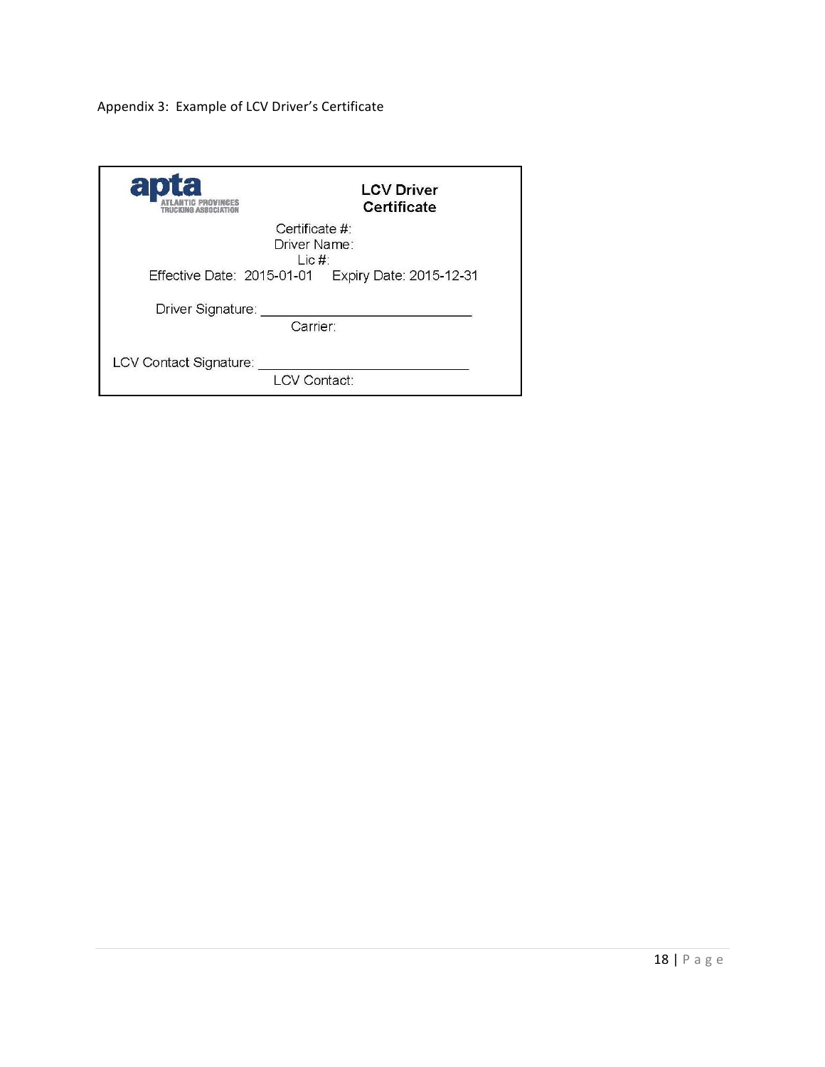Appendix 3: Example of LCV Driver's Certificate

apta
ATLANTIC PROVINCES TRUCKING ASSOCIATION

**LCV Driver Certificate**

Certificate #:
Driver Name:
Lic #:
Effective Date: 2015-01-01 Expiry Date: 2015-12-31

Driver Signature: ____________________________
Carrier:

LCV Contact Signature: ____________________________
LCV Contact: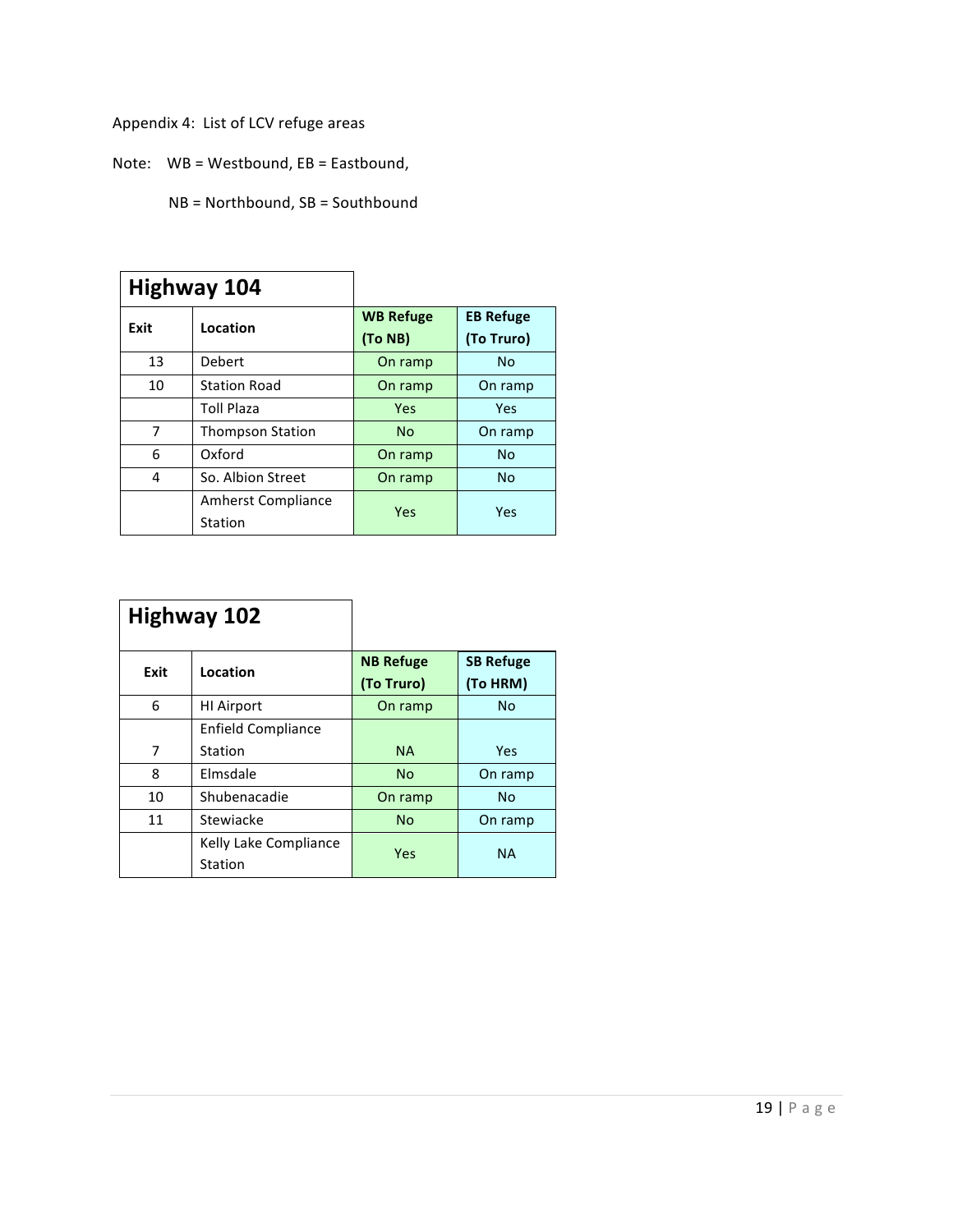Appendix 4: List of LCV refuge areas

Note: WB = Westbound, EB = Eastbound,

NB = Northbound, SB = Southbound

**Highway 104**

| Exit | Location | WB Refuge (To NB) | EB Refuge (To Truro) |
|---|---|---|---|
| 13 | Debert | On ramp | No |
| 10 | Station Road | On ramp | On ramp |
| | Toll Plaza | Yes | Yes |
| 7 | Thompson Station | No | On ramp |
| 6 | Oxford | On ramp | No |
| 4 | So. Albion Street | On ramp | No |
| | Amherst Compliance Station | Yes | Yes |

**Highway 102**

| Exit | Location | NB Refuge (To Truro) | SB Refuge (To HRM) |
|---|---|---|---|
| 6 | HI Airport | On ramp | No |
| 7 | Enfield Compliance Station | NA | Yes |
| 8 | Elmsdale | No | On ramp |
| 10 | Shubenacadie | On ramp | No |
| 11 | Stewiacke | No | On ramp |
| | Kelly Lake Compliance Station | Yes | NA |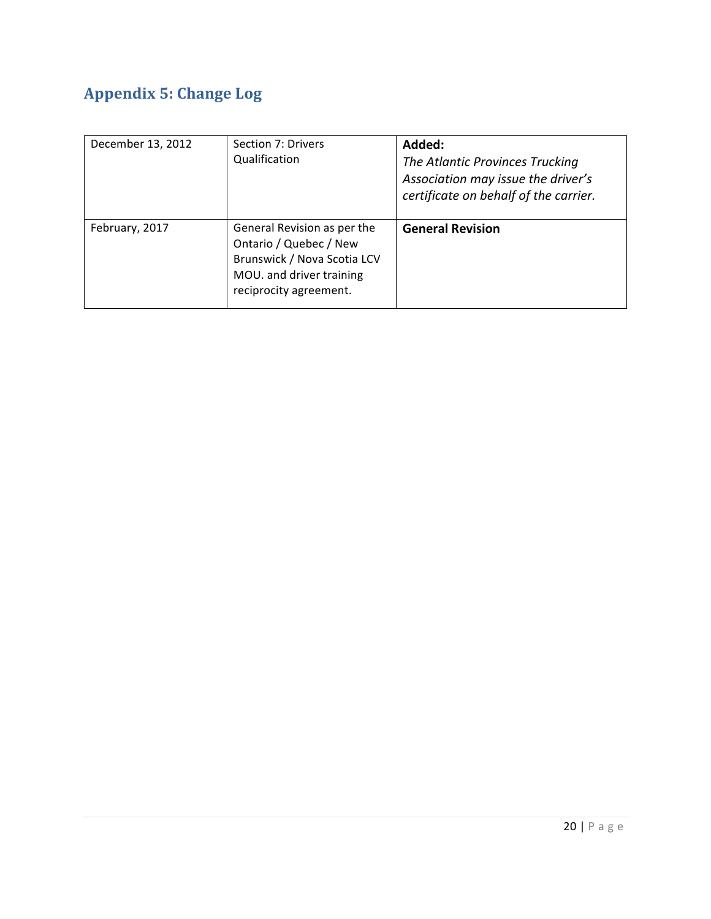## Appendix 5: Change Log

| | | |
|---|---|---|
| December 13, 2012 | Section 7: Drivers Qualification | **Added:** *The Atlantic Provinces Trucking Association may issue the driver's certificate on behalf of the carrier.* |
| February, 2017 | General Revision as per the Ontario / Quebec / New Brunswick / Nova Scotia LCV MOU. and driver training reciprocity agreement. | **General Revision** |